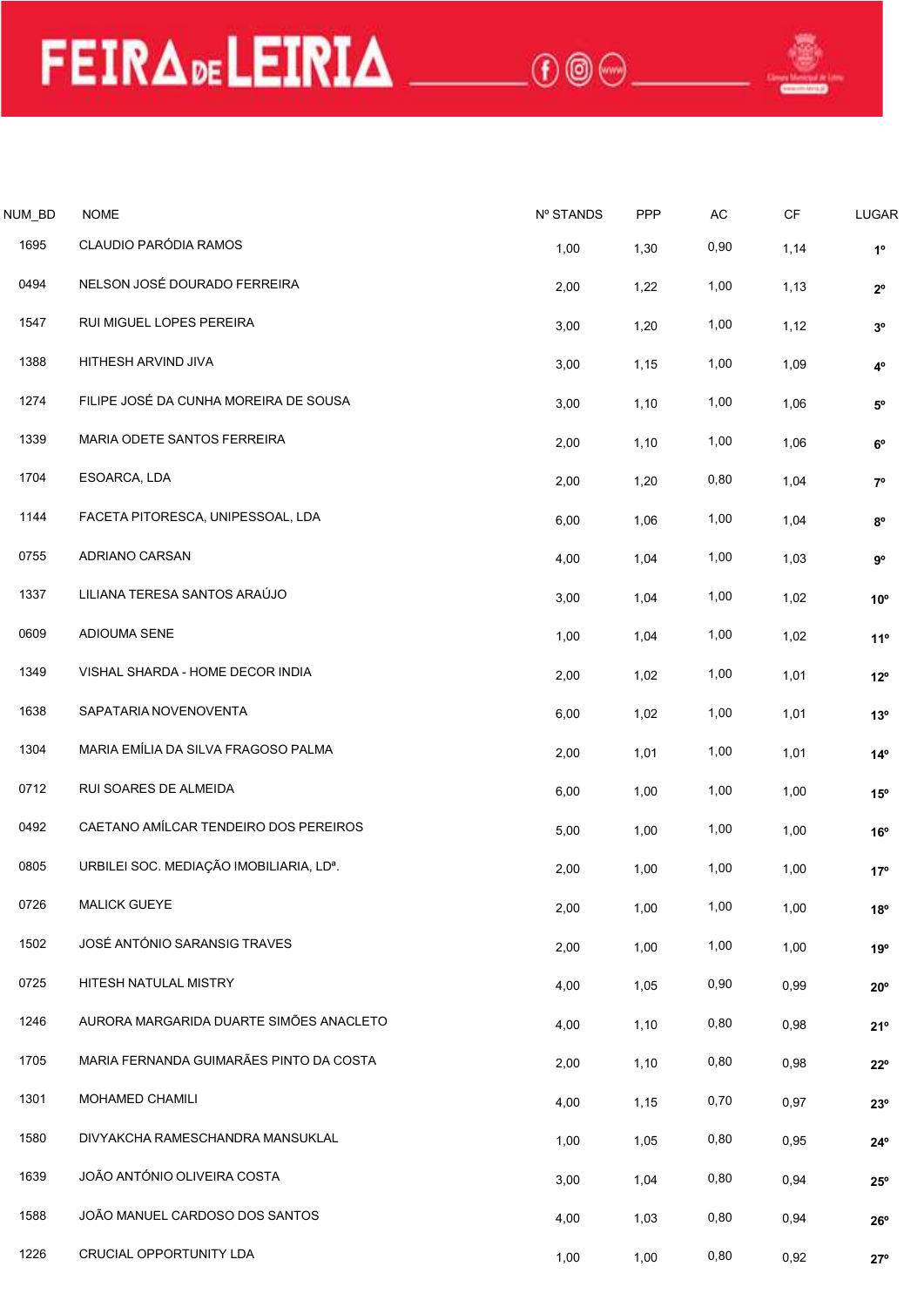# FEIRA DE LEIRIA

| NUM_BD | NOME | Nº STANDS | PPP | AC | CF | LUGAR |
|---|---|---|---|---|---|---|
| 1695 | CLAUDIO PARÓDIA RAMOS | 1,00 | 1,30 | 0,90 | 1,14 | **1º** |
| 0494 | NELSON JOSÉ DOURADO FERREIRA | 2,00 | 1,22 | 1,00 | 1,13 | **2º** |
| 1547 | RUI MIGUEL LOPES PEREIRA | 3,00 | 1,20 | 1,00 | 1,12 | **3º** |
| 1388 | HITHESH ARVIND JIVA | 3,00 | 1,15 | 1,00 | 1,09 | **4º** |
| 1274 | FILIPE JOSÉ DA CUNHA MOREIRA DE SOUSA | 3,00 | 1,10 | 1,00 | 1,06 | **5º** |
| 1339 | MARIA ODETE SANTOS FERREIRA | 2,00 | 1,10 | 1,00 | 1,06 | **6º** |
| 1704 | ESOARCA, LDA | 2,00 | 1,20 | 0,80 | 1,04 | **7º** |
| 1144 | FACETA PITORESCA, UNIPESSOAL, LDA | 6,00 | 1,06 | 1,00 | 1,04 | **8º** |
| 0755 | ADRIANO CARSAN | 4,00 | 1,04 | 1,00 | 1,03 | **9º** |
| 1337 | LILIANA TERESA SANTOS ARAÚJO | 3,00 | 1,04 | 1,00 | 1,02 | **10º** |
| 0609 | ADIOUMA SENE | 1,00 | 1,04 | 1,00 | 1,02 | **11º** |
| 1349 | VISHAL SHARDA - HOME DECOR INDIA | 2,00 | 1,02 | 1,00 | 1,01 | **12º** |
| 1638 | SAPATARIA NOVENOVENTA | 6,00 | 1,02 | 1,00 | 1,01 | **13º** |
| 1304 | MARIA EMÍLIA DA SILVA FRAGOSO PALMA | 2,00 | 1,01 | 1,00 | 1,01 | **14º** |
| 0712 | RUI SOARES DE ALMEIDA | 6,00 | 1,00 | 1,00 | 1,00 | **15º** |
| 0492 | CAETANO AMÍLCAR TENDEIRO DOS PEREIROS | 5,00 | 1,00 | 1,00 | 1,00 | **16º** |
| 0805 | URBILEI SOC. MEDIAÇÃO IMOBILIARIA, LDª. | 2,00 | 1,00 | 1,00 | 1,00 | **17º** |
| 0726 | MALICK GUEYE | 2,00 | 1,00 | 1,00 | 1,00 | **18º** |
| 1502 | JOSÉ ANTÓNIO SARANSIG TRAVES | 2,00 | 1,00 | 1,00 | 1,00 | **19º** |
| 0725 | HITESH NATULAL MISTRY | 4,00 | 1,05 | 0,90 | 0,99 | **20º** |
| 1246 | AURORA MARGARIDA DUARTE SIMÕES ANACLETO | 4,00 | 1,10 | 0,80 | 0,98 | **21º** |
| 1705 | MARIA FERNANDA GUIMARÃES PINTO DA COSTA | 2,00 | 1,10 | 0,80 | 0,98 | **22º** |
| 1301 | MOHAMED CHAMILI | 4,00 | 1,15 | 0,70 | 0,97 | **23º** |
| 1580 | DIVYAKCHA RAMESCHANDRA MANSUKLAL | 1,00 | 1,05 | 0,80 | 0,95 | **24º** |
| 1639 | JOÃO ANTÓNIO OLIVEIRA COSTA | 3,00 | 1,04 | 0,80 | 0,94 | **25º** |
| 1588 | JOÃO MANUEL CARDOSO DOS SANTOS | 4,00 | 1,03 | 0,80 | 0,94 | **26º** |
| 1226 | CRUCIAL OPPORTUNITY LDA | 1,00 | 1,00 | 0,80 | 0,92 | **27º** |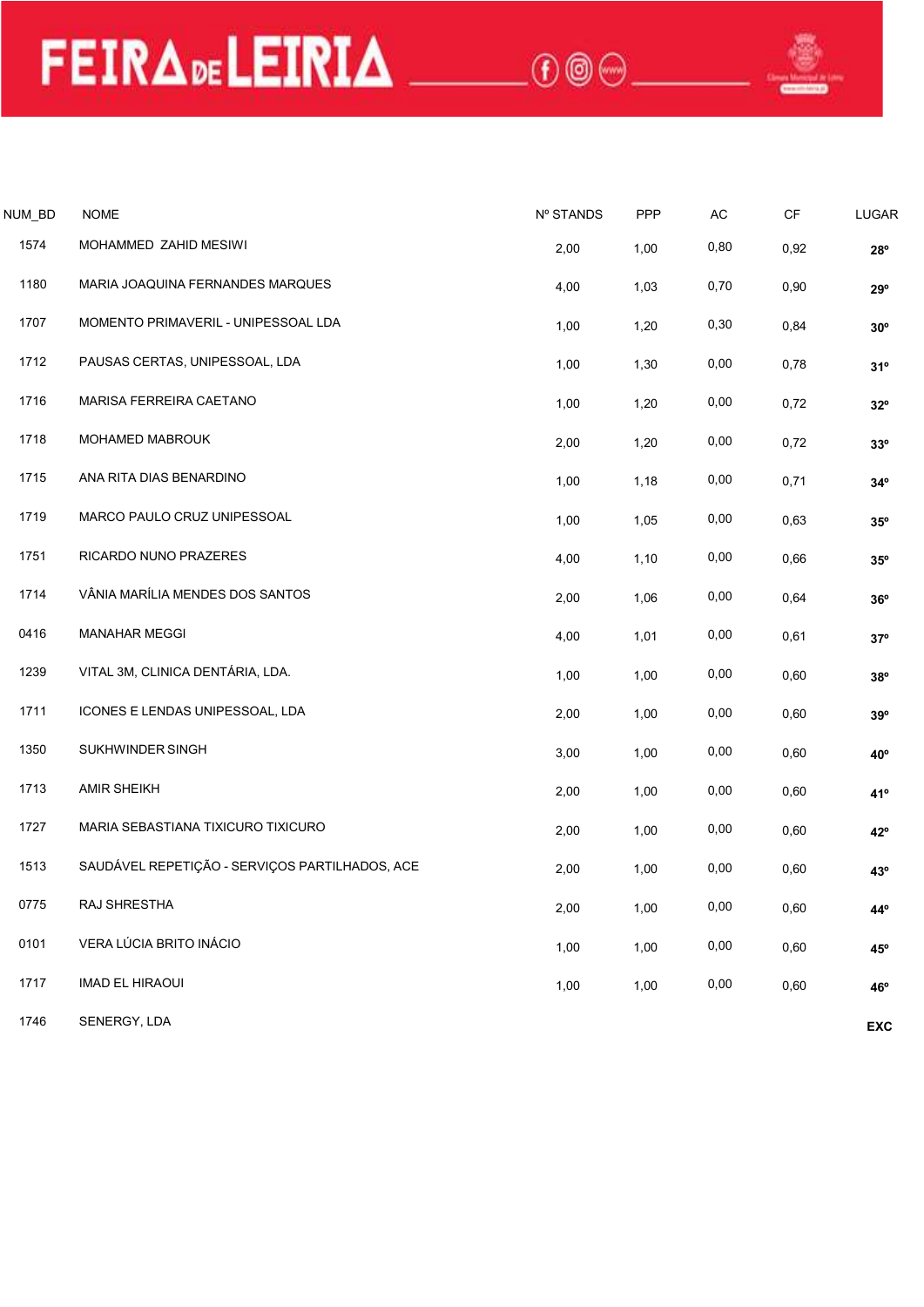| NUM_BD | NOME | Nº STANDS | PPP | AC | CF | LUGAR |
|---|---|---|---|---|---|---|
| 1574 | MOHAMMED ZAHID MESIWI | 2,00 | 1,00 | 0,80 | 0,92 | **28º** |
| 1180 | MARIA JOAQUINA FERNANDES MARQUES | 4,00 | 1,03 | 0,70 | 0,90 | **29º** |
| 1707 | MOMENTO PRIMAVERIL - UNIPESSOAL LDA | 1,00 | 1,20 | 0,30 | 0,84 | **30º** |
| 1712 | PAUSAS CERTAS, UNIPESSOAL, LDA | 1,00 | 1,30 | 0,00 | 0,78 | **31º** |
| 1716 | MARISA FERREIRA CAETANO | 1,00 | 1,20 | 0,00 | 0,72 | **32º** |
| 1718 | MOHAMED MABROUK | 2,00 | 1,20 | 0,00 | 0,72 | **33º** |
| 1715 | ANA RITA DIAS BENARDINO | 1,00 | 1,18 | 0,00 | 0,71 | **34º** |
| 1719 | MARCO PAULO CRUZ UNIPESSOAL | 1,00 | 1,05 | 0,00 | 0,63 | **35º** |
| 1751 | RICARDO NUNO PRAZERES | 4,00 | 1,10 | 0,00 | 0,66 | **35º** |
| 1714 | VÂNIA MARÍLIA MENDES DOS SANTOS | 2,00 | 1,06 | 0,00 | 0,64 | **36º** |
| 0416 | MANAHAR MEGGI | 4,00 | 1,01 | 0,00 | 0,61 | **37º** |
| 1239 | VITAL 3M, CLINICA DENTÁRIA, LDA. | 1,00 | 1,00 | 0,00 | 0,60 | **38º** |
| 1711 | ICONES E LENDAS UNIPESSOAL, LDA | 2,00 | 1,00 | 0,00 | 0,60 | **39º** |
| 1350 | SUKHWINDER SINGH | 3,00 | 1,00 | 0,00 | 0,60 | **40º** |
| 1713 | AMIR SHEIKH | 2,00 | 1,00 | 0,00 | 0,60 | **41º** |
| 1727 | MARIA SEBASTIANA TIXICURO TIXICURO | 2,00 | 1,00 | 0,00 | 0,60 | **42º** |
| 1513 | SAUDÁVEL REPETIÇÃO - SERVIÇOS PARTILHADOS, ACE | 2,00 | 1,00 | 0,00 | 0,60 | **43º** |
| 0775 | RAJ SHRESTHA | 2,00 | 1,00 | 0,00 | 0,60 | **44º** |
| 0101 | VERA LÚCIA BRITO INÁCIO | 1,00 | 1,00 | 0,00 | 0,60 | **45º** |
| 1717 | IMAD EL HIRAOUI | 1,00 | 1,00 | 0,00 | 0,60 | **46º** |
| 1746 | SENERGY, LDA | | | | | **EXC** |